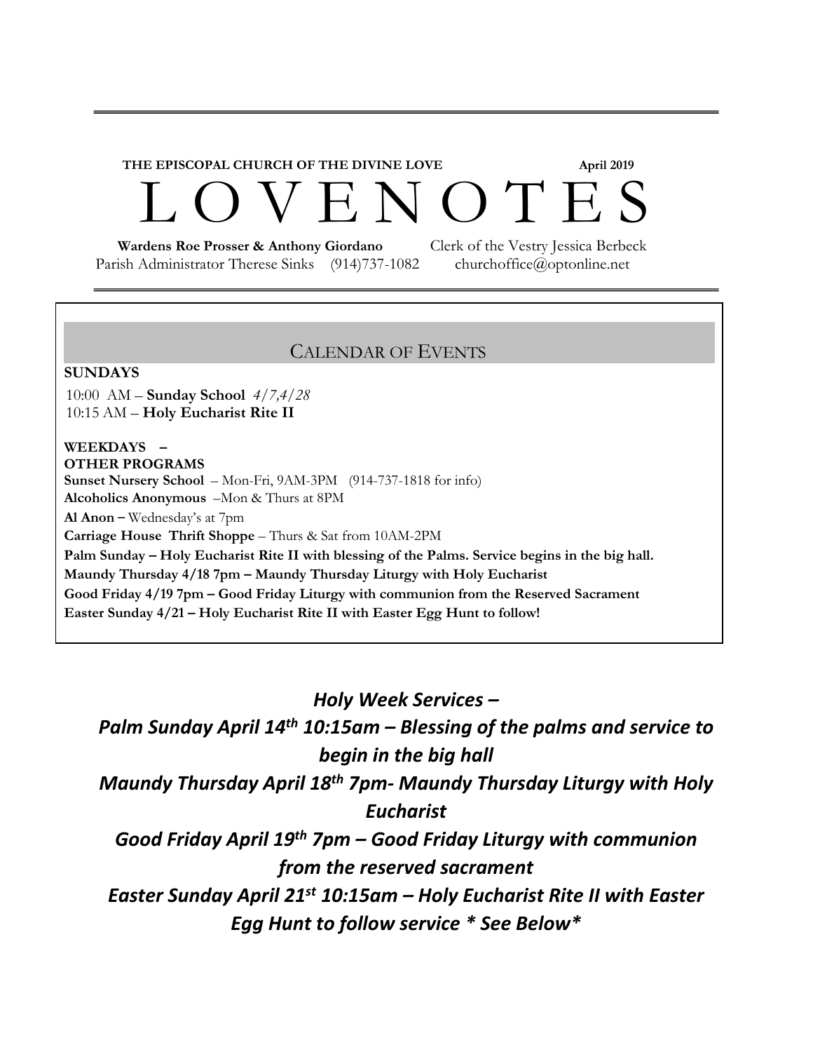**THE EPISCOPAL CHURCH OF THE DIVINE LOVE** **April 2019**

# L O V E N O T E S

**Wardens Roe Prosser & Anthony Giordano** Clerk of the Vestry Jessica Berbeck
Parish Administrator Therese Sinks (914)737-1082 churchoffice@optonline.net

## CALENDAR OF EVENTS

**SUNDAYS**

10:00 AM – **Sunday School** *4/7,4/28*
10:15 AM – **Holy Eucharist Rite II**

**WEEKDAYS –**
**OTHER PROGRAMS**

**Sunset Nursery School** – Mon-Fri, 9AM-3PM (914-737-1818 for info)
**Alcoholics Anonymous** –Mon & Thurs at 8PM
**Al Anon** – Wednesday's at 7pm
**Carriage House Thrift Shoppe** – Thurs & Sat from 10AM-2PM
**Palm Sunday – Holy Eucharist Rite II with blessing of the Palms. Service begins in the big hall.**
**Maundy Thursday 4/18 7pm – Maundy Thursday Liturgy with Holy Eucharist**
**Good Friday 4/19 7pm – Good Friday Liturgy with communion from the Reserved Sacrament**
**Easter Sunday 4/21 – Holy Eucharist Rite II with Easter Egg Hunt to follow!**

***Holy Week Services –***

***Palm Sunday April 14th 10:15am – Blessing of the palms and service to begin in the big hall***

***Maundy Thursday April 18th 7pm- Maundy Thursday Liturgy with Holy Eucharist***

***Good Friday April 19th 7pm – Good Friday Liturgy with communion from the reserved sacrament***

***Easter Sunday April 21st 10:15am – Holy Eucharist Rite II with Easter Egg Hunt to follow service * See Below****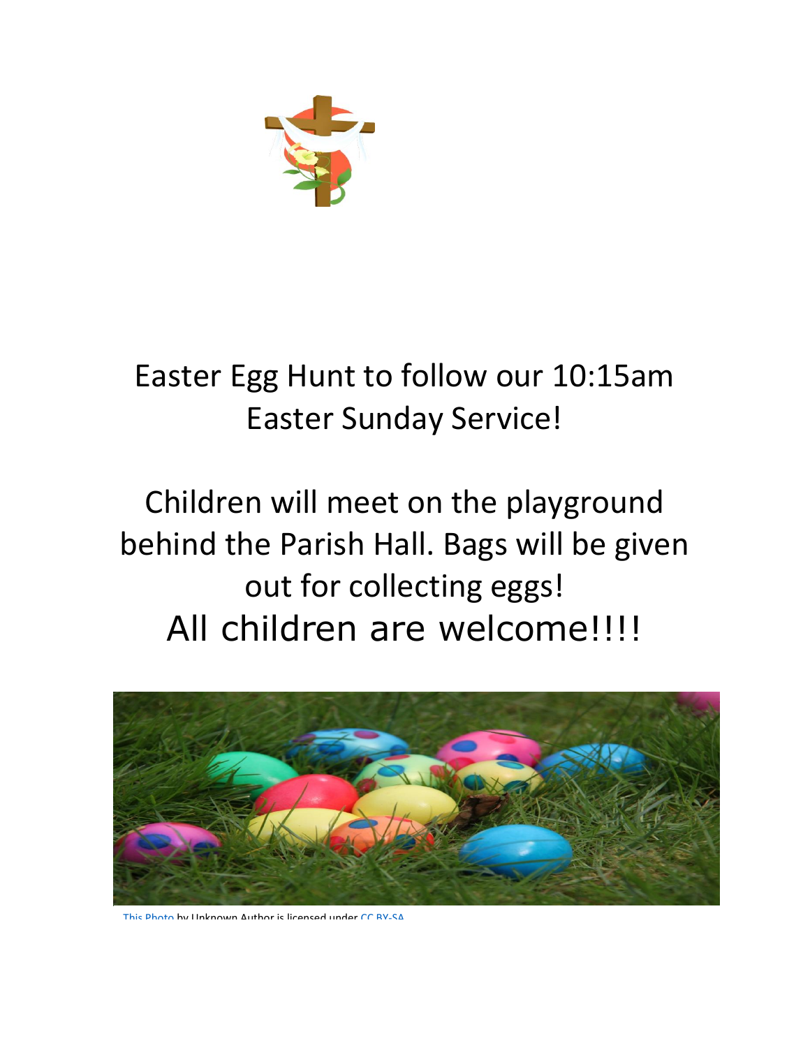Easter Egg Hunt to follow our 10:15am Easter Sunday Service!

Children will meet on the playground behind the Parish Hall. Bags will be given out for collecting eggs!

All children are welcome!!!!

This Photo by Unknown Author is licensed under CC BY-SA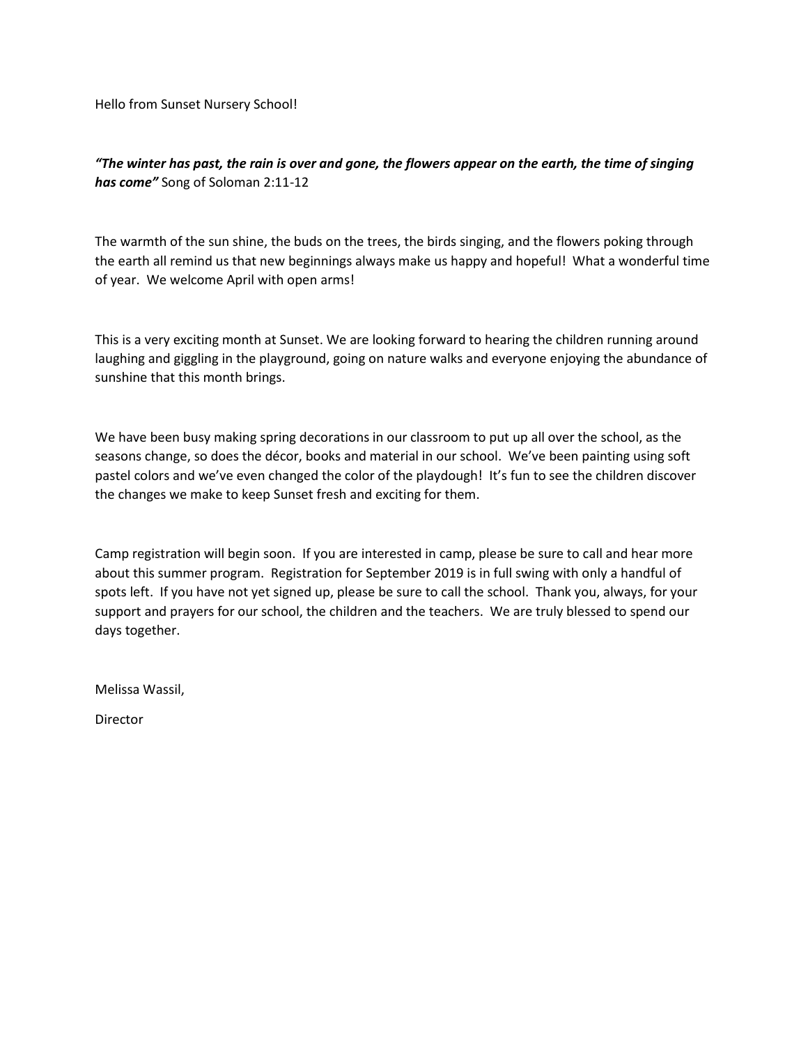Hello from Sunset Nursery School!

***"The winter has past, the rain is over and gone, the flowers appear on the earth, the time of singing has come"*** Song of Soloman 2:11-12

The warmth of the sun shine, the buds on the trees, the birds singing, and the flowers poking through the earth all remind us that new beginnings always make us happy and hopeful! What a wonderful time of year. We welcome April with open arms!

This is a very exciting month at Sunset. We are looking forward to hearing the children running around laughing and giggling in the playground, going on nature walks and everyone enjoying the abundance of sunshine that this month brings.

We have been busy making spring decorations in our classroom to put up all over the school, as the seasons change, so does the décor, books and material in our school. We've been painting using soft pastel colors and we've even changed the color of the playdough! It's fun to see the children discover the changes we make to keep Sunset fresh and exciting for them.

Camp registration will begin soon. If you are interested in camp, please be sure to call and hear more about this summer program. Registration for September 2019 is in full swing with only a handful of spots left. If you have not yet signed up, please be sure to call the school. Thank you, always, for your support and prayers for our school, the children and the teachers. We are truly blessed to spend our days together.

Melissa Wassil,

Director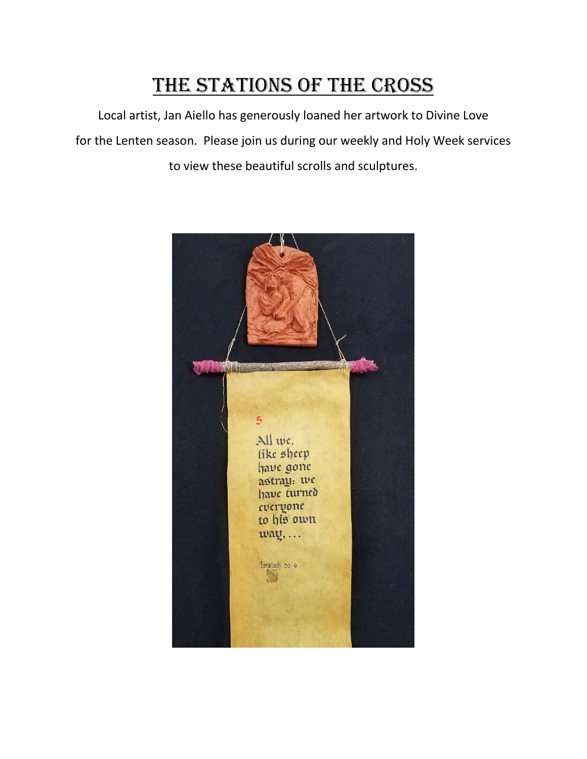# The Stations of the Cross

Local artist, Jan Aiello has generously loaned her artwork to Divine Love for the Lenten season. Please join us during our weekly and Holy Week services to view these beautiful scrolls and sculptures.